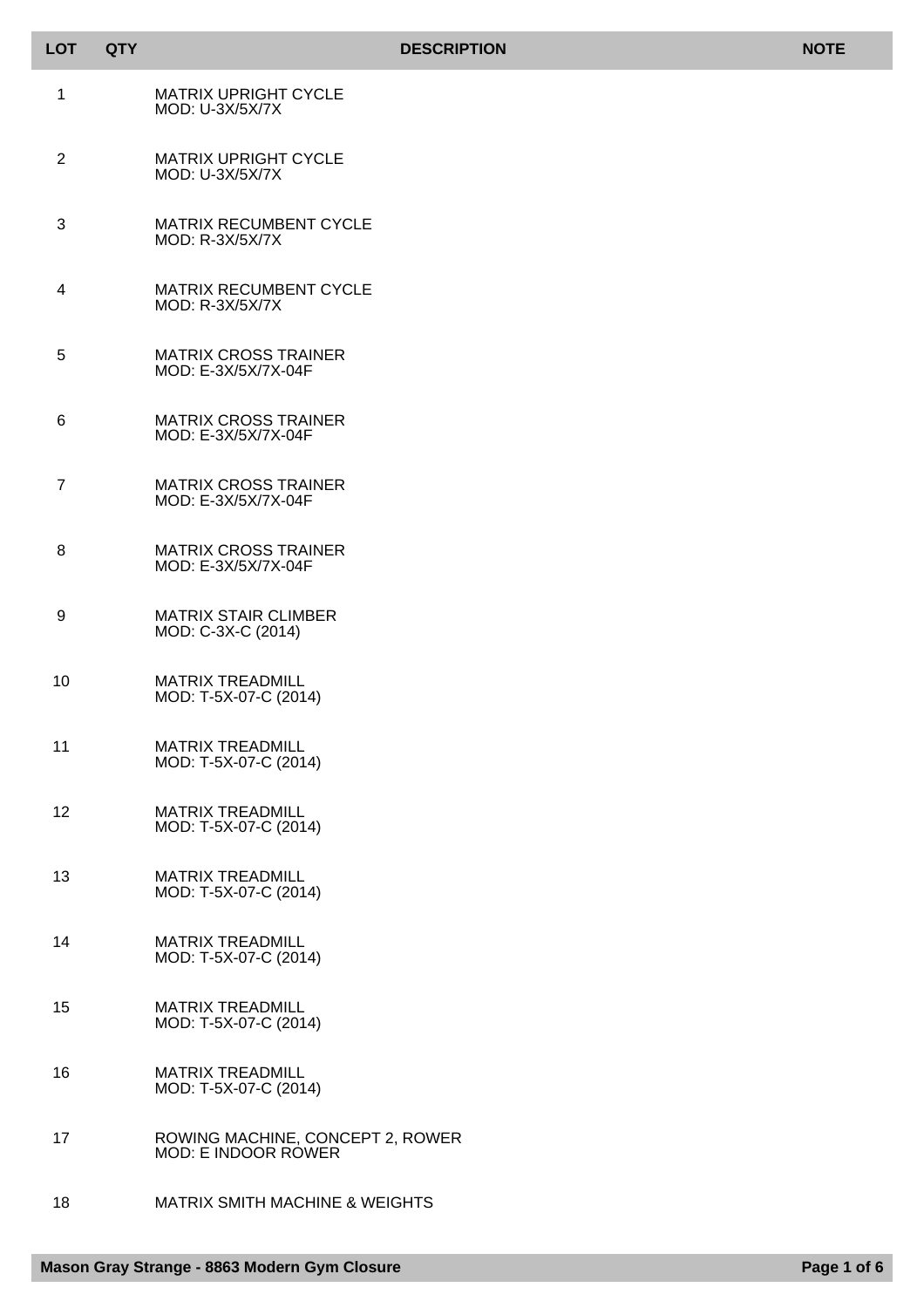| LOT | QTY | DESCRIPTION | NOTE |
|---|---|---|---|
| 1 | | MATRIX UPRIGHT CYCLE<br>MOD: U-3X/5X/7X | |
| 2 | | MATRIX UPRIGHT CYCLE<br>MOD: U-3X/5X/7X | |
| 3 | | MATRIX RECUMBENT CYCLE<br>MOD: R-3X/5X/7X | |
| 4 | | MATRIX RECUMBENT CYCLE<br>MOD: R-3X/5X/7X | |
| 5 | | MATRIX CROSS TRAINER<br>MOD: E-3X/5X/7X-04F | |
| 6 | | MATRIX CROSS TRAINER<br>MOD: E-3X/5X/7X-04F | |
| 7 | | MATRIX CROSS TRAINER<br>MOD: E-3X/5X/7X-04F | |
| 8 | | MATRIX CROSS TRAINER<br>MOD: E-3X/5X/7X-04F | |
| 9 | | MATRIX STAIR CLIMBER<br>MOD: C-3X-C (2014) | |
| 10 | | MATRIX TREADMILL<br>MOD: T-5X-07-C (2014) | |
| 11 | | MATRIX TREADMILL<br>MOD: T-5X-07-C (2014) | |
| 12 | | MATRIX TREADMILL<br>MOD: T-5X-07-C (2014) | |
| 13 | | MATRIX TREADMILL<br>MOD: T-5X-07-C (2014) | |
| 14 | | MATRIX TREADMILL<br>MOD: T-5X-07-C (2014) | |
| 15 | | MATRIX TREADMILL<br>MOD: T-5X-07-C (2014) | |
| 16 | | MATRIX TREADMILL<br>MOD: T-5X-07-C (2014) | |
| 17 | | ROWING MACHINE, CONCEPT 2, ROWER<br>MOD: E INDOOR ROWER | |
| 18 | | MATRIX SMITH MACHINE & WEIGHTS | |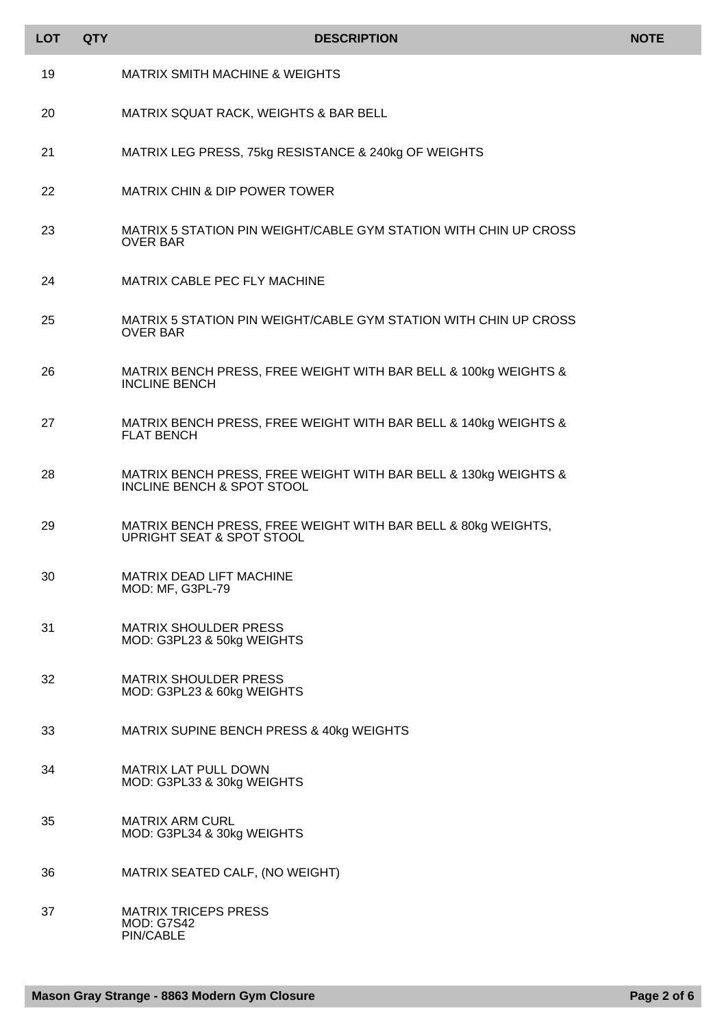| LOT | QTY | DESCRIPTION | NOTE |
|---|---|---|---|
| 19 | | MATRIX SMITH MACHINE & WEIGHTS | |
| 20 | | MATRIX SQUAT RACK, WEIGHTS & BAR BELL | |
| 21 | | MATRIX LEG PRESS, 75kg RESISTANCE & 240kg OF WEIGHTS | |
| 22 | | MATRIX CHIN & DIP POWER TOWER | |
| 23 | | MATRIX 5 STATION PIN WEIGHT/CABLE GYM STATION WITH CHIN UP CROSS OVER BAR | |
| 24 | | MATRIX CABLE PEC FLY MACHINE | |
| 25 | | MATRIX 5 STATION PIN WEIGHT/CABLE GYM STATION WITH CHIN UP CROSS OVER BAR | |
| 26 | | MATRIX BENCH PRESS, FREE WEIGHT WITH BAR BELL & 100kg WEIGHTS & INCLINE BENCH | |
| 27 | | MATRIX BENCH PRESS, FREE WEIGHT WITH BAR BELL & 140kg WEIGHTS & FLAT BENCH | |
| 28 | | MATRIX BENCH PRESS, FREE WEIGHT WITH BAR BELL & 130kg WEIGHTS & INCLINE BENCH & SPOT STOOL | |
| 29 | | MATRIX BENCH PRESS, FREE WEIGHT WITH BAR BELL & 80kg WEIGHTS, UPRIGHT SEAT & SPOT STOOL | |
| 30 | | MATRIX DEAD LIFT MACHINE<br>MOD: MF, G3PL-79 | |
| 31 | | MATRIX SHOULDER PRESS<br>MOD: G3PL23 & 50kg WEIGHTS | |
| 32 | | MATRIX SHOULDER PRESS<br>MOD: G3PL23 & 60kg WEIGHTS | |
| 33 | | MATRIX SUPINE BENCH PRESS & 40kg WEIGHTS | |
| 34 | | MATRIX LAT PULL DOWN<br>MOD: G3PL33 & 30kg WEIGHTS | |
| 35 | | MATRIX ARM CURL<br>MOD: G3PL34 & 30kg WEIGHTS | |
| 36 | | MATRIX SEATED CALF, (NO WEIGHT) | |
| 37 | | MATRIX TRICEPS PRESS<br>MOD: G7S42<br>PIN/CABLE | |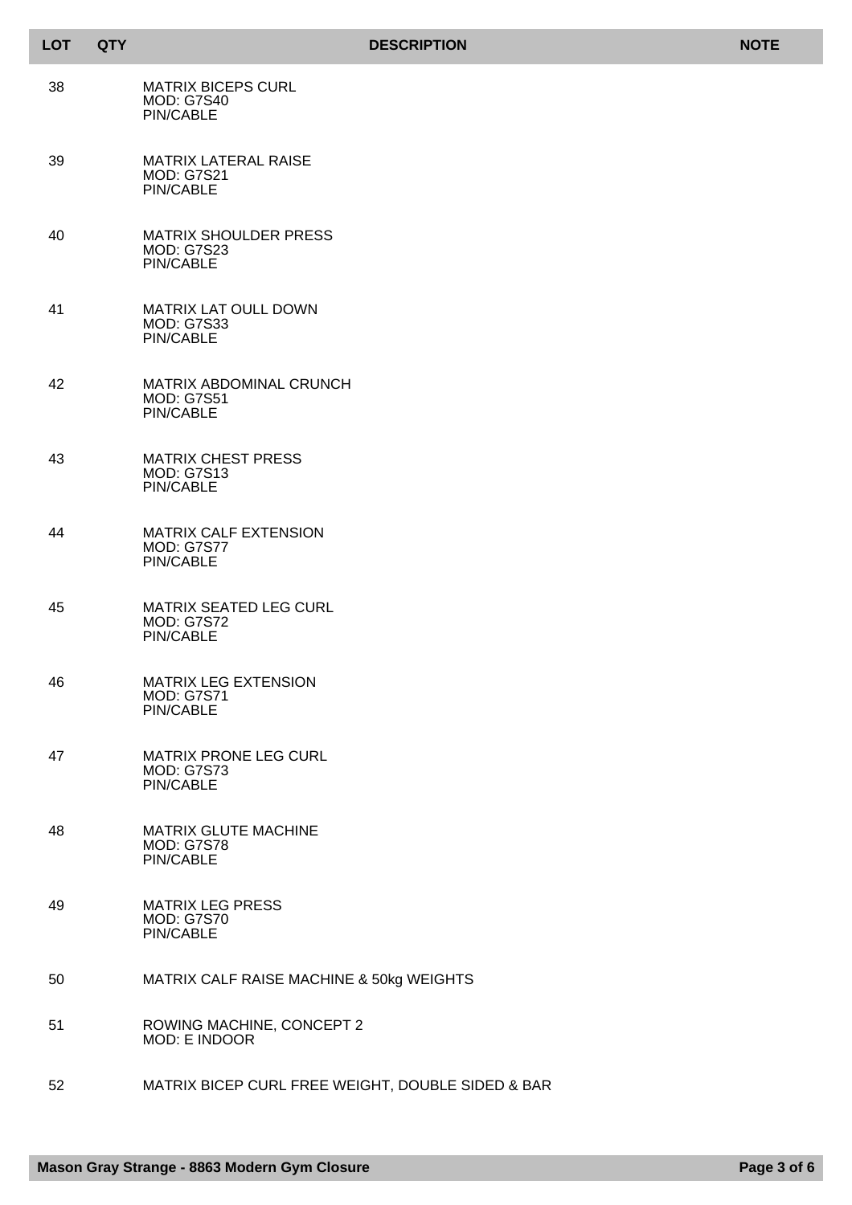| LOT | QTY | DESCRIPTION | NOTE |
|---|---|---|---|
| 38 | | MATRIX BICEPS CURL<br>MOD: G7S40<br>PIN/CABLE | |
| 39 | | MATRIX LATERAL RAISE<br>MOD: G7S21<br>PIN/CABLE | |
| 40 | | MATRIX SHOULDER PRESS<br>MOD: G7S23<br>PIN/CABLE | |
| 41 | | MATRIX LAT OULL DOWN<br>MOD: G7S33<br>PIN/CABLE | |
| 42 | | MATRIX ABDOMINAL CRUNCH<br>MOD: G7S51<br>PIN/CABLE | |
| 43 | | MATRIX CHEST PRESS<br>MOD: G7S13<br>PIN/CABLE | |
| 44 | | MATRIX CALF EXTENSION<br>MOD: G7S77<br>PIN/CABLE | |
| 45 | | MATRIX SEATED LEG CURL<br>MOD: G7S72<br>PIN/CABLE | |
| 46 | | MATRIX LEG EXTENSION<br>MOD: G7S71<br>PIN/CABLE | |
| 47 | | MATRIX PRONE LEG CURL<br>MOD: G7S73<br>PIN/CABLE | |
| 48 | | MATRIX GLUTE MACHINE<br>MOD: G7S78<br>PIN/CABLE | |
| 49 | | MATRIX LEG PRESS<br>MOD: G7S70<br>PIN/CABLE | |
| 50 | | MATRIX CALF RAISE MACHINE & 50kg WEIGHTS | |
| 51 | | ROWING MACHINE, CONCEPT 2<br>MOD: E INDOOR | |
| 52 | | MATRIX BICEP CURL FREE WEIGHT, DOUBLE SIDED & BAR | |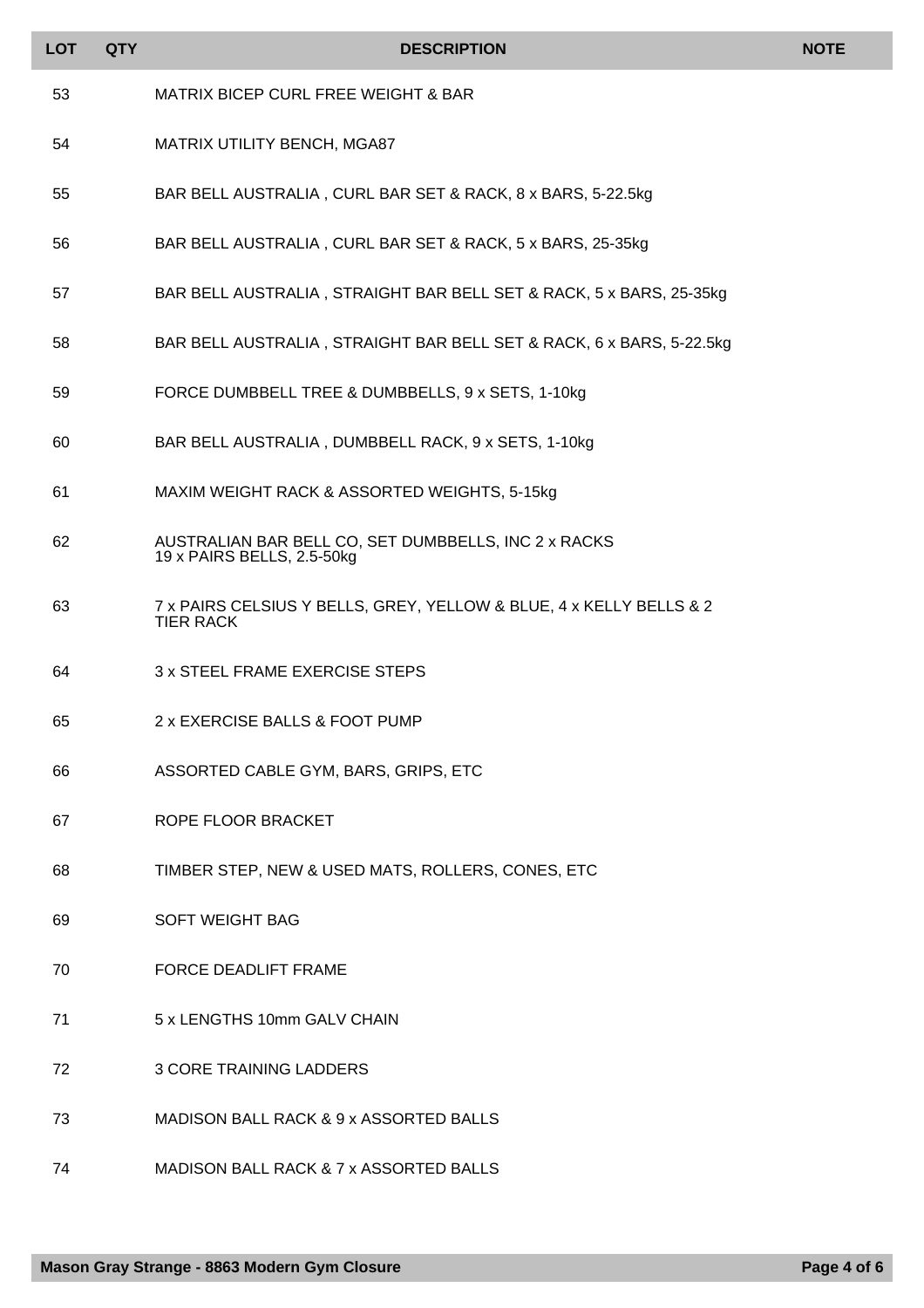| LOT | QTY | DESCRIPTION | NOTE |
|---|---|---|---|
| 53 | | MATRIX BICEP CURL FREE WEIGHT & BAR | |
| 54 | | MATRIX UTILITY BENCH, MGA87 | |
| 55 | | BAR BELL AUSTRALIA , CURL BAR SET & RACK, 8 x BARS, 5-22.5kg | |
| 56 | | BAR BELL AUSTRALIA , CURL BAR SET & RACK, 5 x BARS, 25-35kg | |
| 57 | | BAR BELL AUSTRALIA , STRAIGHT BAR BELL SET & RACK, 5 x BARS, 25-35kg | |
| 58 | | BAR BELL AUSTRALIA , STRAIGHT BAR BELL SET & RACK, 6 x BARS, 5-22.5kg | |
| 59 | | FORCE DUMBBELL TREE & DUMBBELLS, 9 x SETS, 1-10kg | |
| 60 | | BAR BELL AUSTRALIA , DUMBBELL RACK, 9 x SETS, 1-10kg | |
| 61 | | MAXIM WEIGHT RACK & ASSORTED WEIGHTS, 5-15kg | |
| 62 | | AUSTRALIAN BAR BELL CO, SET DUMBBELLS, INC 2 x RACKS 19 x PAIRS BELLS, 2.5-50kg | |
| 63 | | 7 x PAIRS CELSIUS Y BELLS, GREY, YELLOW & BLUE, 4 x KELLY BELLS & 2 TIER RACK | |
| 64 | | 3 x STEEL FRAME EXERCISE STEPS | |
| 65 | | 2 x EXERCISE BALLS & FOOT PUMP | |
| 66 | | ASSORTED CABLE GYM, BARS, GRIPS, ETC | |
| 67 | | ROPE FLOOR BRACKET | |
| 68 | | TIMBER STEP, NEW & USED MATS, ROLLERS, CONES, ETC | |
| 69 | | SOFT WEIGHT BAG | |
| 70 | | FORCE DEADLIFT FRAME | |
| 71 | | 5 x LENGTHS 10mm GALV CHAIN | |
| 72 | | 3 CORE TRAINING LADDERS | |
| 73 | | MADISON BALL RACK & 9 x ASSORTED BALLS | |
| 74 | | MADISON BALL RACK & 7 x ASSORTED BALLS | |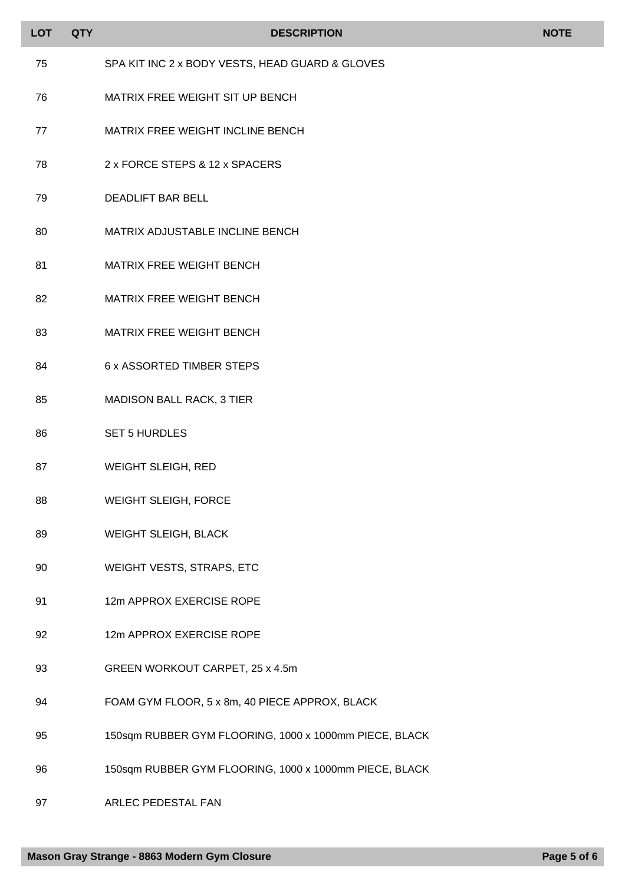| LOT | QTY | DESCRIPTION | NOTE |
|---|---|---|---|
| 75 | | SPA KIT INC 2 x BODY VESTS, HEAD GUARD & GLOVES | |
| 76 | | MATRIX FREE WEIGHT SIT UP BENCH | |
| 77 | | MATRIX FREE WEIGHT INCLINE BENCH | |
| 78 | | 2 x FORCE STEPS & 12 x SPACERS | |
| 79 | | DEADLIFT BAR BELL | |
| 80 | | MATRIX ADJUSTABLE INCLINE BENCH | |
| 81 | | MATRIX FREE WEIGHT BENCH | |
| 82 | | MATRIX FREE WEIGHT BENCH | |
| 83 | | MATRIX FREE WEIGHT BENCH | |
| 84 | | 6 x ASSORTED TIMBER STEPS | |
| 85 | | MADISON BALL RACK, 3 TIER | |
| 86 | | SET 5 HURDLES | |
| 87 | | WEIGHT SLEIGH, RED | |
| 88 | | WEIGHT SLEIGH, FORCE | |
| 89 | | WEIGHT SLEIGH, BLACK | |
| 90 | | WEIGHT VESTS, STRAPS, ETC | |
| 91 | | 12m APPROX EXERCISE ROPE | |
| 92 | | 12m APPROX EXERCISE ROPE | |
| 93 | | GREEN WORKOUT CARPET, 25 x 4.5m | |
| 94 | | FOAM GYM FLOOR, 5 x 8m, 40 PIECE APPROX, BLACK | |
| 95 | | 150sqm RUBBER GYM FLOORING, 1000 x 1000mm PIECE, BLACK | |
| 96 | | 150sqm RUBBER GYM FLOORING, 1000 x 1000mm PIECE, BLACK | |
| 97 | | ARLEC PEDESTAL FAN | |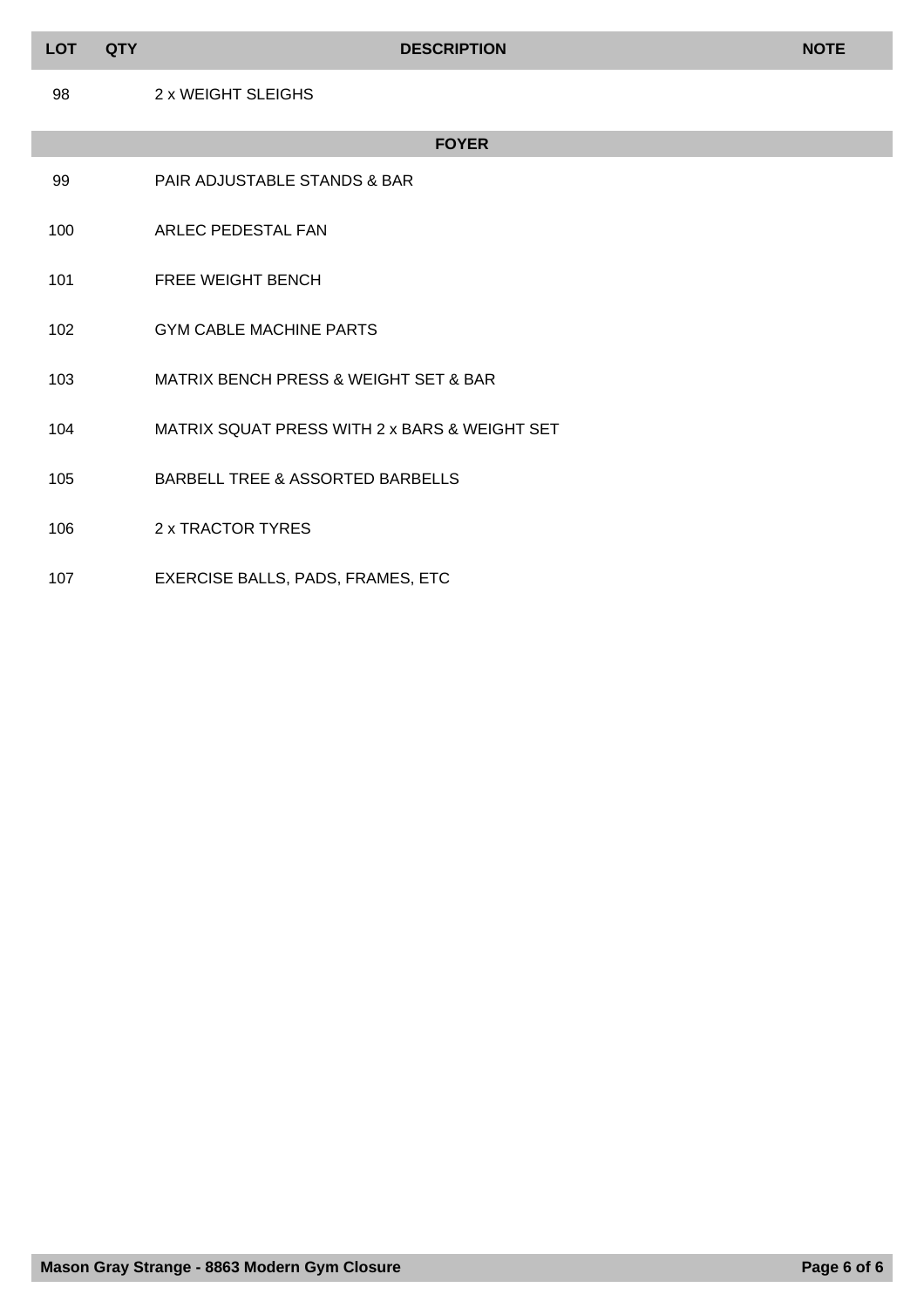| LOT | QTY | DESCRIPTION | NOTE |
|---|---|---|---|
| 98 | | 2 x WEIGHT SLEIGHS | |
| | | **FOYER** | |
| 99 | | PAIR ADJUSTABLE STANDS & BAR | |
| 100 | | ARLEC PEDESTAL FAN | |
| 101 | | FREE WEIGHT BENCH | |
| 102 | | GYM CABLE MACHINE PARTS | |
| 103 | | MATRIX BENCH PRESS & WEIGHT SET & BAR | |
| 104 | | MATRIX SQUAT PRESS WITH 2 x BARS & WEIGHT SET | |
| 105 | | BARBELL TREE & ASSORTED BARBELLS | |
| 106 | | 2 x TRACTOR TYRES | |
| 107 | | EXERCISE BALLS, PADS, FRAMES, ETC | |